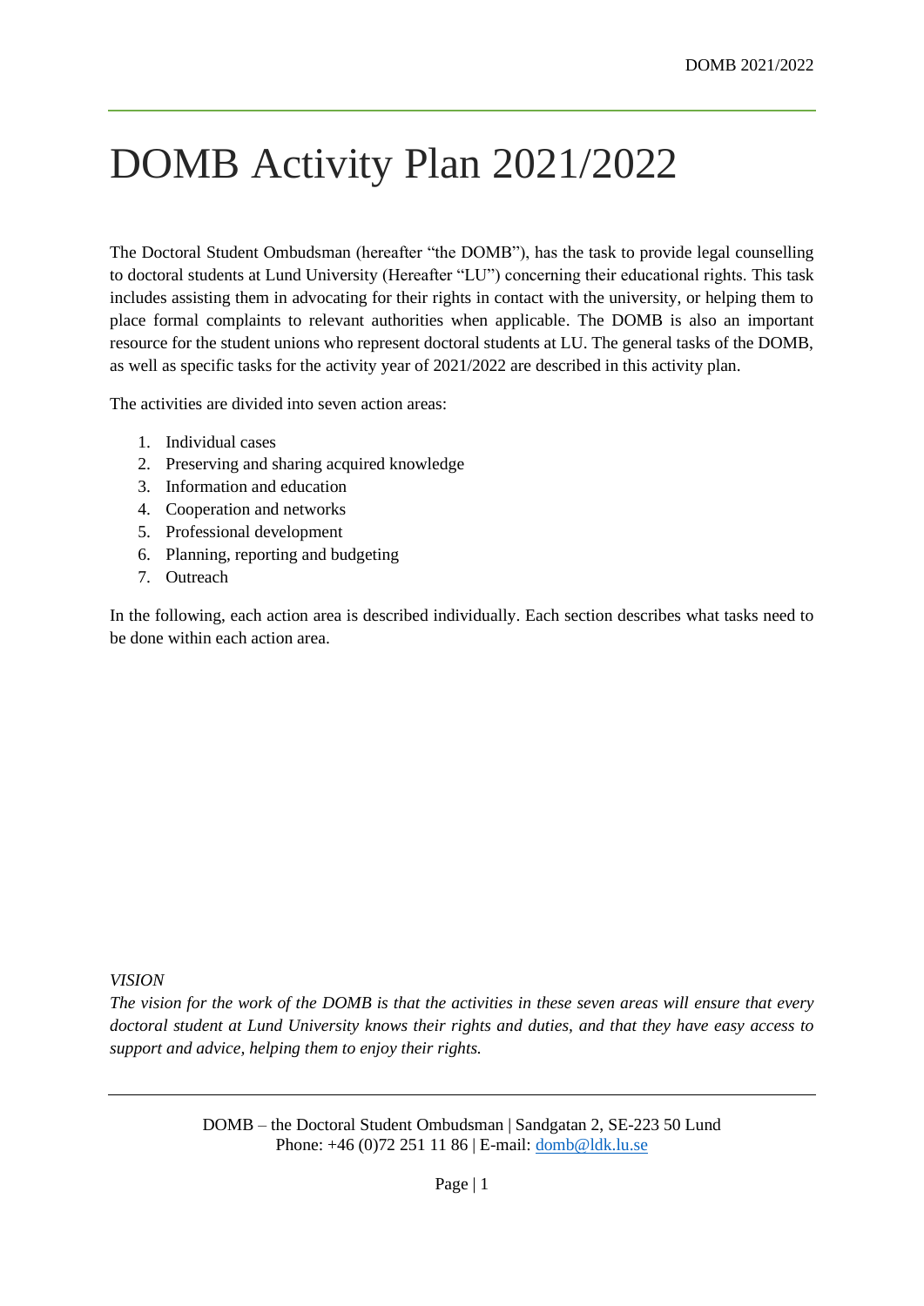# DOMB Activity Plan 2021/2022

The Doctoral Student Ombudsman (hereafter "the DOMB"), has the task to provide legal counselling to doctoral students at Lund University (Hereafter "LU") concerning their educational rights. This task includes assisting them in advocating for their rights in contact with the university, or helping them to place formal complaints to relevant authorities when applicable. The DOMB is also an important resource for the student unions who represent doctoral students at LU. The general tasks of the DOMB, as well as specific tasks for the activity year of 2021/2022 are described in this activity plan.

The activities are divided into seven action areas:

1. Individual cases
2. Preserving and sharing acquired knowledge
3. Information and education
4. Cooperation and networks
5. Professional development
6. Planning, reporting and budgeting
7. Outreach

In the following, each action area is described individually. Each section describes what tasks need to be done within each action area.

*VISION*

*The vision for the work of the DOMB is that the activities in these seven areas will ensure that every doctoral student at Lund University knows their rights and duties, and that they have easy access to support and advice, helping them to enjoy their rights.*

DOMB – the Doctoral Student Ombudsman | Sandgatan 2, SE-223 50 Lund
Phone: +46 (0)72 251 11 86 | E-mail: domb@ldk.lu.se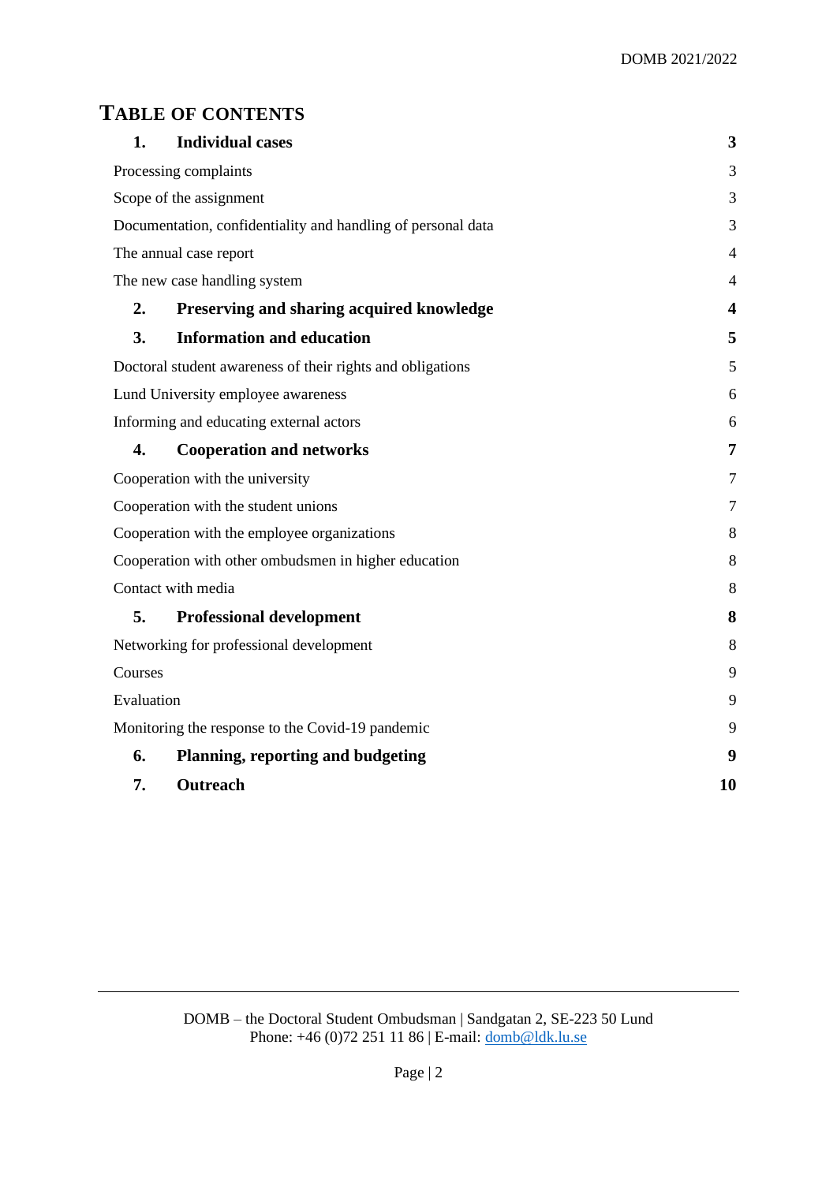# TABLE OF CONTENTS

| | |
|---|---|
| **1. Individual cases** | **3** |
| Processing complaints | 3 |
| Scope of the assignment | 3 |
| Documentation, confidentiality and handling of personal data | 3 |
| The annual case report | 4 |
| The new case handling system | 4 |
| **2. Preserving and sharing acquired knowledge** | **4** |
| **3. Information and education** | **5** |
| Doctoral student awareness of their rights and obligations | 5 |
| Lund University employee awareness | 6 |
| Informing and educating external actors | 6 |
| **4. Cooperation and networks** | **7** |
| Cooperation with the university | 7 |
| Cooperation with the student unions | 7 |
| Cooperation with the employee organizations | 8 |
| Cooperation with other ombudsmen in higher education | 8 |
| Contact with media | 8 |
| **5. Professional development** | **8** |
| Networking for professional development | 8 |
| Courses | 9 |
| Evaluation | 9 |
| Monitoring the response to the Covid-19 pandemic | 9 |
| **6. Planning, reporting and budgeting** | **9** |
| **7. Outreach** | **10** |

DOMB – the Doctoral Student Ombudsman | Sandgatan 2, SE-223 50 Lund
Phone: +46 (0)72 251 11 86 | E-mail: domb@ldk.lu.se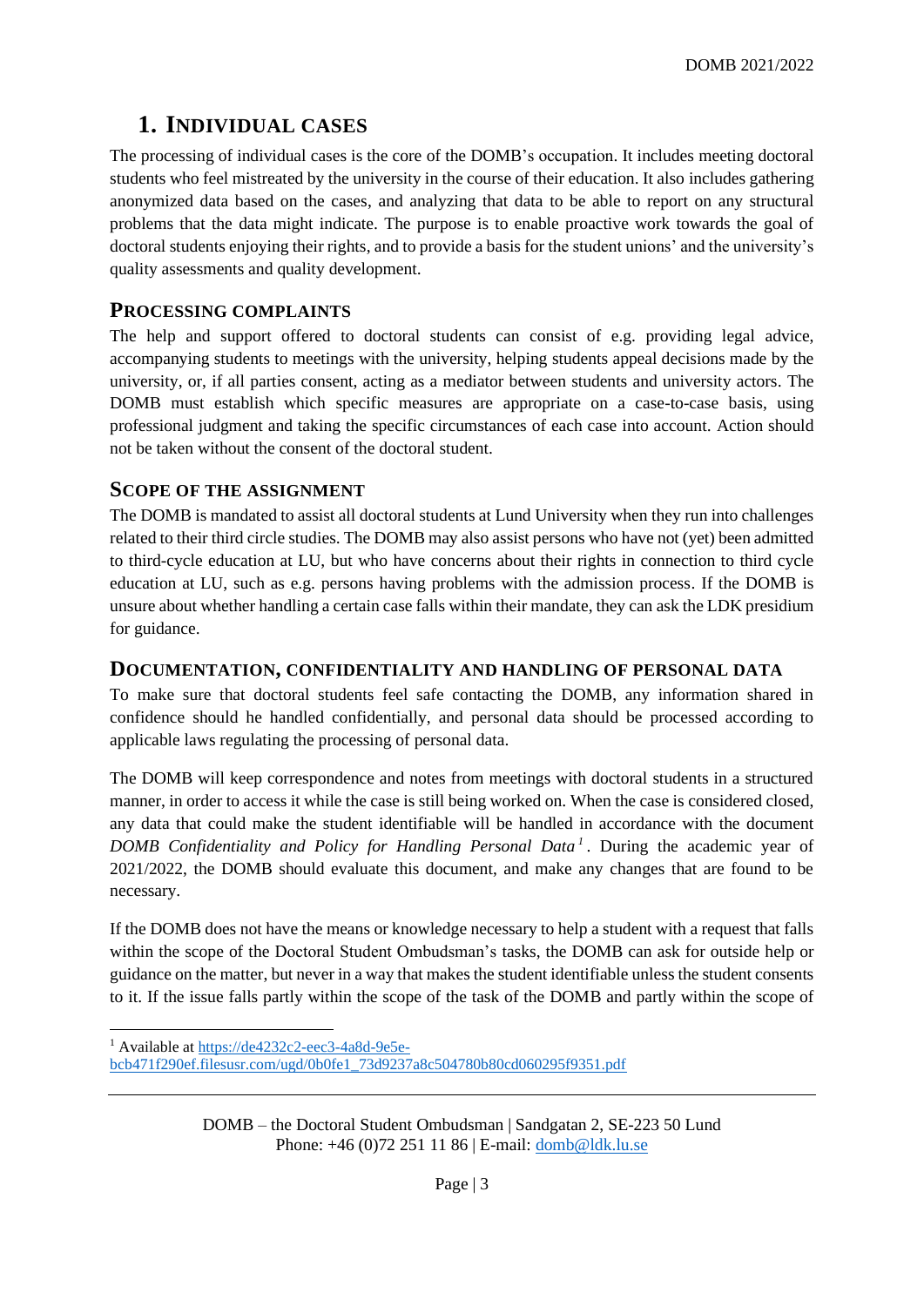# 1. INDIVIDUAL CASES

The processing of individual cases is the core of the DOMB's occupation. It includes meeting doctoral students who feel mistreated by the university in the course of their education. It also includes gathering anonymized data based on the cases, and analyzing that data to be able to report on any structural problems that the data might indicate. The purpose is to enable proactive work towards the goal of doctoral students enjoying their rights, and to provide a basis for the student unions' and the university's quality assessments and quality development.

## PROCESSING COMPLAINTS

The help and support offered to doctoral students can consist of e.g. providing legal advice, accompanying students to meetings with the university, helping students appeal decisions made by the university, or, if all parties consent, acting as a mediator between students and university actors. The DOMB must establish which specific measures are appropriate on a case-to-case basis, using professional judgment and taking the specific circumstances of each case into account. Action should not be taken without the consent of the doctoral student.

## SCOPE OF THE ASSIGNMENT

The DOMB is mandated to assist all doctoral students at Lund University when they run into challenges related to their third circle studies. The DOMB may also assist persons who have not (yet) been admitted to third-cycle education at LU, but who have concerns about their rights in connection to third cycle education at LU, such as e.g. persons having problems with the admission process. If the DOMB is unsure about whether handling a certain case falls within their mandate, they can ask the LDK presidium for guidance.

## DOCUMENTATION, CONFIDENTIALITY AND HANDLING OF PERSONAL DATA

To make sure that doctoral students feel safe contacting the DOMB, any information shared in confidence should he handled confidentially, and personal data should be processed according to applicable laws regulating the processing of personal data.

The DOMB will keep correspondence and notes from meetings with doctoral students in a structured manner, in order to access it while the case is still being worked on. When the case is considered closed, any data that could make the student identifiable will be handled in accordance with the document *DOMB Confidentiality and Policy for Handling Personal Data*[1]. During the academic year of 2021/2022, the DOMB should evaluate this document, and make any changes that are found to be necessary.

If the DOMB does not have the means or knowledge necessary to help a student with a request that falls within the scope of the Doctoral Student Ombudsman's tasks, the DOMB can ask for outside help or guidance on the matter, but never in a way that makes the student identifiable unless the student consents to it. If the issue falls partly within the scope of the task of the DOMB and partly within the scope of

[1] Available at https://de4232c2-eec3-4a8d-9e5e-bcb471f290ef.filesusr.com/ugd/0b0fe1_73d9237a8c504780b80cd060295f9351.pdf

DOMB – the Doctoral Student Ombudsman | Sandgatan 2, SE-223 50 Lund
Phone: +46 (0)72 251 11 86 | E-mail: domb@ldk.lu.se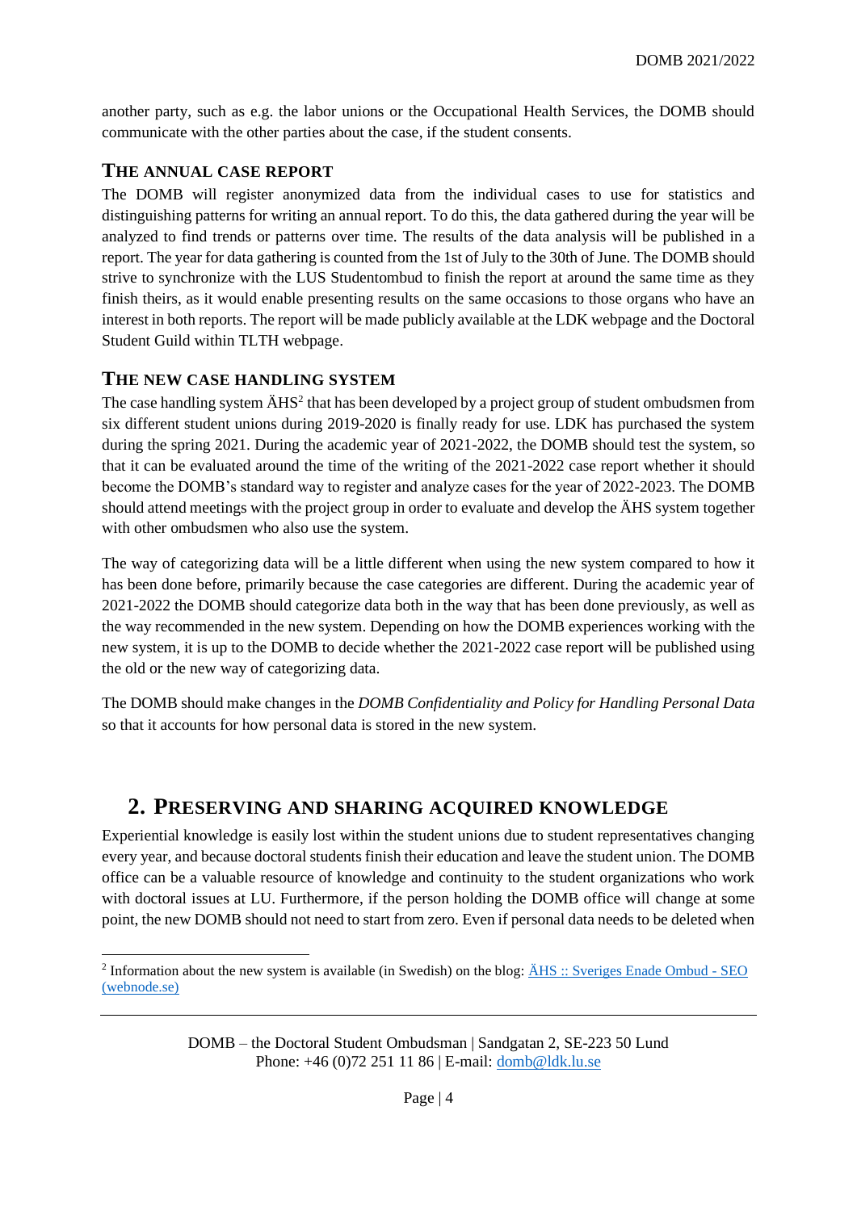another party, such as e.g. the labor unions or the Occupational Health Services, the DOMB should communicate with the other parties about the case, if the student consents.

### The annual case report

The DOMB will register anonymized data from the individual cases to use for statistics and distinguishing patterns for writing an annual report. To do this, the data gathered during the year will be analyzed to find trends or patterns over time. The results of the data analysis will be published in a report. The year for data gathering is counted from the 1st of July to the 30th of June. The DOMB should strive to synchronize with the LUS Studentombud to finish the report at around the same time as they finish theirs, as it would enable presenting results on the same occasions to those organs who have an interest in both reports. The report will be made publicly available at the LDK webpage and the Doctoral Student Guild within TLTH webpage.

### The new case handling system

The case handling system ÄHS[2] that has been developed by a project group of student ombudsmen from six different student unions during 2019-2020 is finally ready for use. LDK has purchased the system during the spring 2021. During the academic year of 2021-2022, the DOMB should test the system, so that it can be evaluated around the time of the writing of the 2021-2022 case report whether it should become the DOMB's standard way to register and analyze cases for the year of 2022-2023. The DOMB should attend meetings with the project group in order to evaluate and develop the ÄHS system together with other ombudsmen who also use the system.

The way of categorizing data will be a little different when using the new system compared to how it has been done before, primarily because the case categories are different. During the academic year of 2021-2022 the DOMB should categorize data both in the way that has been done previously, as well as the way recommended in the new system. Depending on how the DOMB experiences working with the new system, it is up to the DOMB to decide whether the 2021-2022 case report will be published using the old or the new way of categorizing data.

The DOMB should make changes in the *DOMB Confidentiality and Policy for Handling Personal Data* so that it accounts for how personal data is stored in the new system.

## 2. Preserving and sharing acquired knowledge

Experiential knowledge is easily lost within the student unions due to student representatives changing every year, and because doctoral students finish their education and leave the student union. The DOMB office can be a valuable resource of knowledge and continuity to the student organizations who work with doctoral issues at LU. Furthermore, if the person holding the DOMB office will change at some point, the new DOMB should not need to start from zero. Even if personal data needs to be deleted when

[2] Information about the new system is available (in Swedish) on the blog: [ÄHS :: Sveriges Enade Ombud - SEO (webnode.se)]

DOMB – the Doctoral Student Ombudsman | Sandgatan 2, SE-223 50 Lund
Phone: +46 (0)72 251 11 86 | E-mail: domb@ldk.lu.se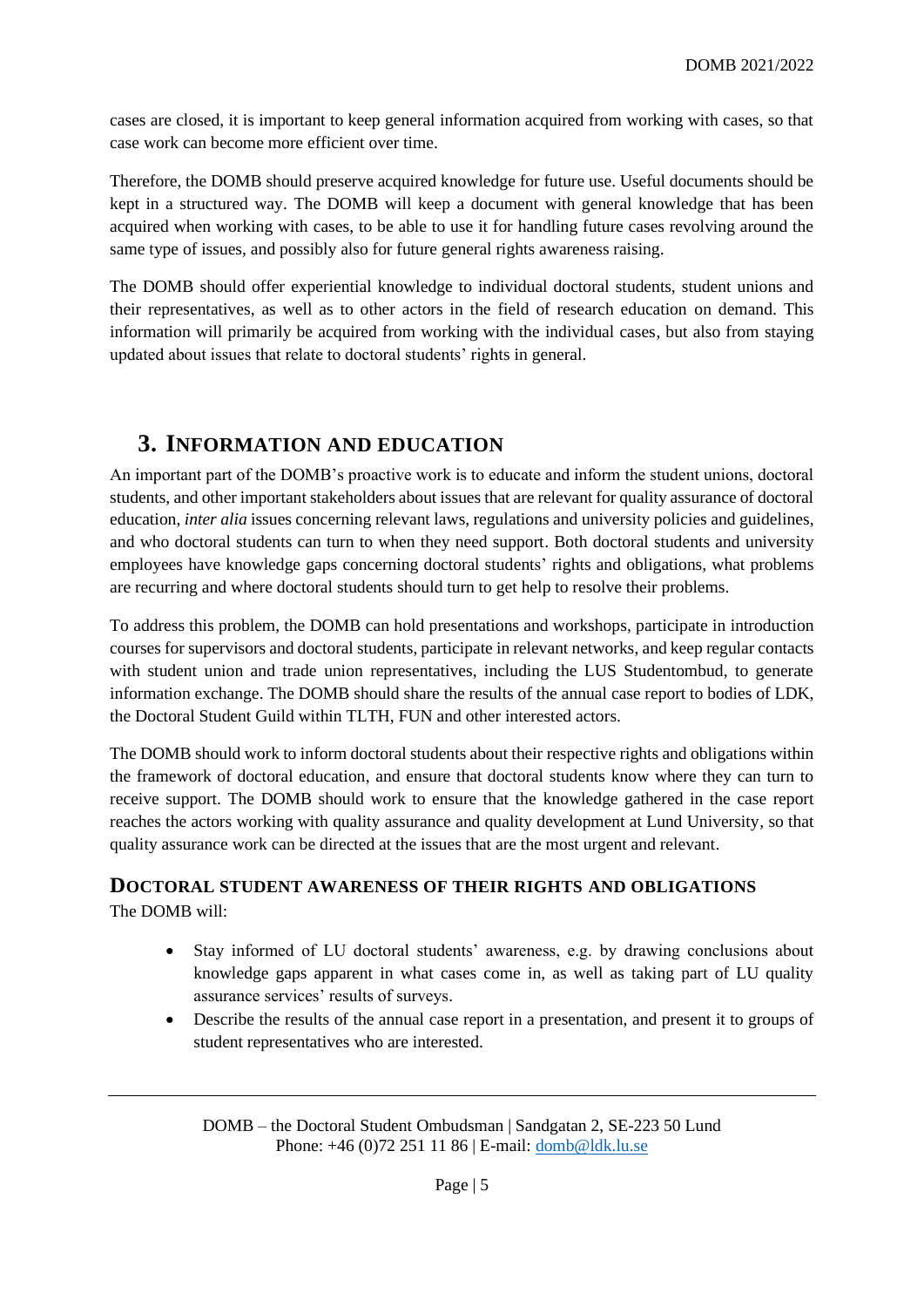cases are closed, it is important to keep general information acquired from working with cases, so that case work can become more efficient over time.

Therefore, the DOMB should preserve acquired knowledge for future use. Useful documents should be kept in a structured way. The DOMB will keep a document with general knowledge that has been acquired when working with cases, to be able to use it for handling future cases revolving around the same type of issues, and possibly also for future general rights awareness raising.

The DOMB should offer experiential knowledge to individual doctoral students, student unions and their representatives, as well as to other actors in the field of research education on demand. This information will primarily be acquired from working with the individual cases, but also from staying updated about issues that relate to doctoral students' rights in general.

## 3. Information and Education

An important part of the DOMB's proactive work is to educate and inform the student unions, doctoral students, and other important stakeholders about issues that are relevant for quality assurance of doctoral education, *inter alia* issues concerning relevant laws, regulations and university policies and guidelines, and who doctoral students can turn to when they need support. Both doctoral students and university employees have knowledge gaps concerning doctoral students' rights and obligations, what problems are recurring and where doctoral students should turn to get help to resolve their problems.

To address this problem, the DOMB can hold presentations and workshops, participate in introduction courses for supervisors and doctoral students, participate in relevant networks, and keep regular contacts with student union and trade union representatives, including the LUS Studentombud, to generate information exchange. The DOMB should share the results of the annual case report to bodies of LDK, the Doctoral Student Guild within TLTH, FUN and other interested actors.

The DOMB should work to inform doctoral students about their respective rights and obligations within the framework of doctoral education, and ensure that doctoral students know where they can turn to receive support. The DOMB should work to ensure that the knowledge gathered in the case report reaches the actors working with quality assurance and quality development at Lund University, so that quality assurance work can be directed at the issues that are the most urgent and relevant.

### Doctoral Student Awareness of Their Rights and Obligations

The DOMB will:

- Stay informed of LU doctoral students' awareness, e.g. by drawing conclusions about knowledge gaps apparent in what cases come in, as well as taking part of LU quality assurance services' results of surveys.
- Describe the results of the annual case report in a presentation, and present it to groups of student representatives who are interested.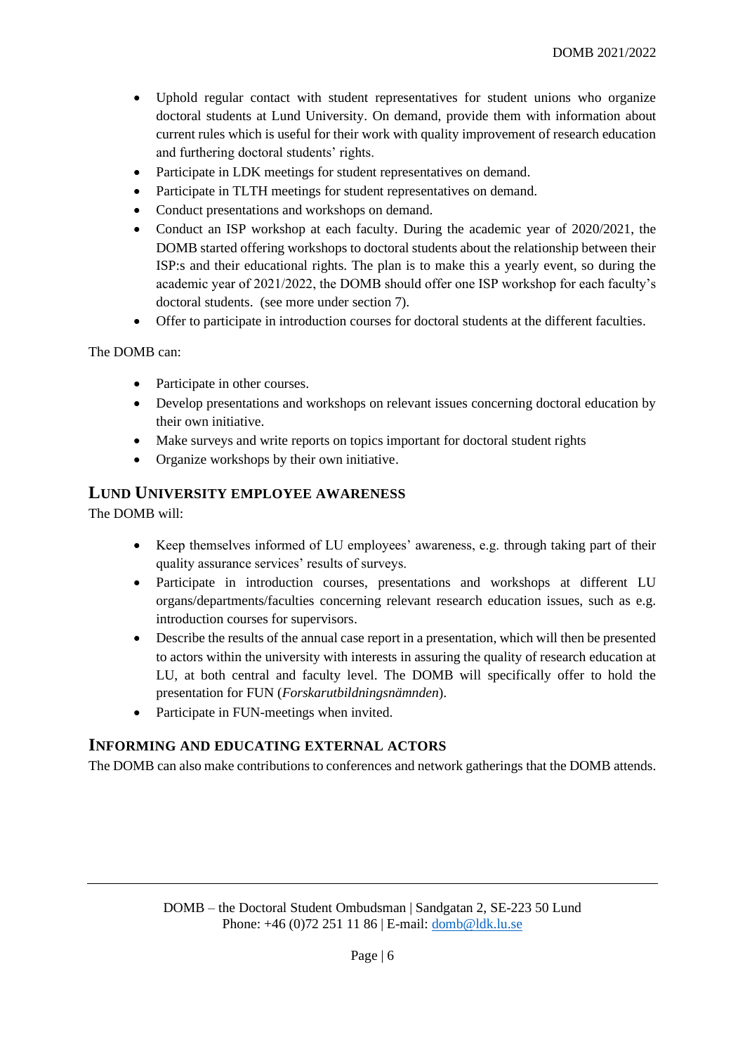- Uphold regular contact with student representatives for student unions who organize doctoral students at Lund University. On demand, provide them with information about current rules which is useful for their work with quality improvement of research education and furthering doctoral students' rights.
- Participate in LDK meetings for student representatives on demand.
- Participate in TLTH meetings for student representatives on demand.
- Conduct presentations and workshops on demand.
- Conduct an ISP workshop at each faculty. During the academic year of 2020/2021, the DOMB started offering workshops to doctoral students about the relationship between their ISP:s and their educational rights. The plan is to make this a yearly event, so during the academic year of 2021/2022, the DOMB should offer one ISP workshop for each faculty's doctoral students. (see more under section 7).
- Offer to participate in introduction courses for doctoral students at the different faculties.

The DOMB can:

- Participate in other courses.
- Develop presentations and workshops on relevant issues concerning doctoral education by their own initiative.
- Make surveys and write reports on topics important for doctoral student rights
- Organize workshops by their own initiative.

### Lund University employee awareness

The DOMB will:

- Keep themselves informed of LU employees' awareness, e.g. through taking part of their quality assurance services' results of surveys.
- Participate in introduction courses, presentations and workshops at different LU organs/departments/faculties concerning relevant research education issues, such as e.g. introduction courses for supervisors.
- Describe the results of the annual case report in a presentation, which will then be presented to actors within the university with interests in assuring the quality of research education at LU, at both central and faculty level. The DOMB will specifically offer to hold the presentation for FUN (*Forskarutbildningsnämnden*).
- Participate in FUN-meetings when invited.

### Informing and educating external actors

The DOMB can also make contributions to conferences and network gatherings that the DOMB attends.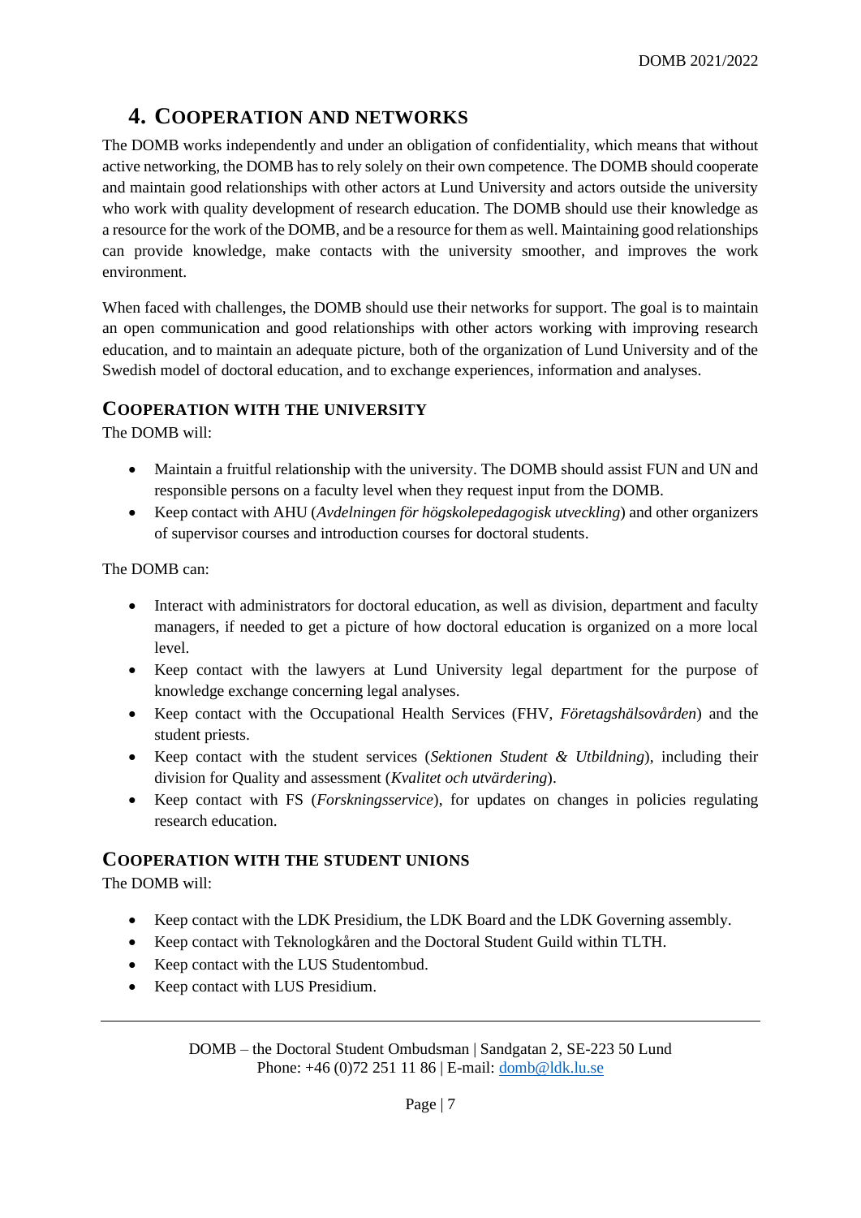# 4. Cooperation and Networks

The DOMB works independently and under an obligation of confidentiality, which means that without active networking, the DOMB has to rely solely on their own competence. The DOMB should cooperate and maintain good relationships with other actors at Lund University and actors outside the university who work with quality development of research education. The DOMB should use their knowledge as a resource for the work of the DOMB, and be a resource for them as well. Maintaining good relationships can provide knowledge, make contacts with the university smoother, and improves the work environment.

When faced with challenges, the DOMB should use their networks for support. The goal is to maintain an open communication and good relationships with other actors working with improving research education, and to maintain an adequate picture, both of the organization of Lund University and of the Swedish model of doctoral education, and to exchange experiences, information and analyses.

## Cooperation with the University

The DOMB will:

- Maintain a fruitful relationship with the university. The DOMB should assist FUN and UN and responsible persons on a faculty level when they request input from the DOMB.
- Keep contact with AHU (*Avdelningen för högskolepedagogisk utveckling*) and other organizers of supervisor courses and introduction courses for doctoral students.

The DOMB can:

- Interact with administrators for doctoral education, as well as division, department and faculty managers, if needed to get a picture of how doctoral education is organized on a more local level.
- Keep contact with the lawyers at Lund University legal department for the purpose of knowledge exchange concerning legal analyses.
- Keep contact with the Occupational Health Services (FHV, *Företagshälsovården*) and the student priests.
- Keep contact with the student services (*Sektionen Student & Utbildning*), including their division for Quality and assessment (*Kvalitet och utvärdering*).
- Keep contact with FS (*Forskningsservice*), for updates on changes in policies regulating research education.

## Cooperation with the Student Unions

The DOMB will:

- Keep contact with the LDK Presidium, the LDK Board and the LDK Governing assembly.
- Keep contact with Teknologkåren and the Doctoral Student Guild within TLTH.
- Keep contact with the LUS Studentombud.
- Keep contact with LUS Presidium.

DOMB – the Doctoral Student Ombudsman | Sandgatan 2, SE-223 50 Lund
Phone: +46 (0)72 251 11 86 | E-mail: domb@ldk.lu.se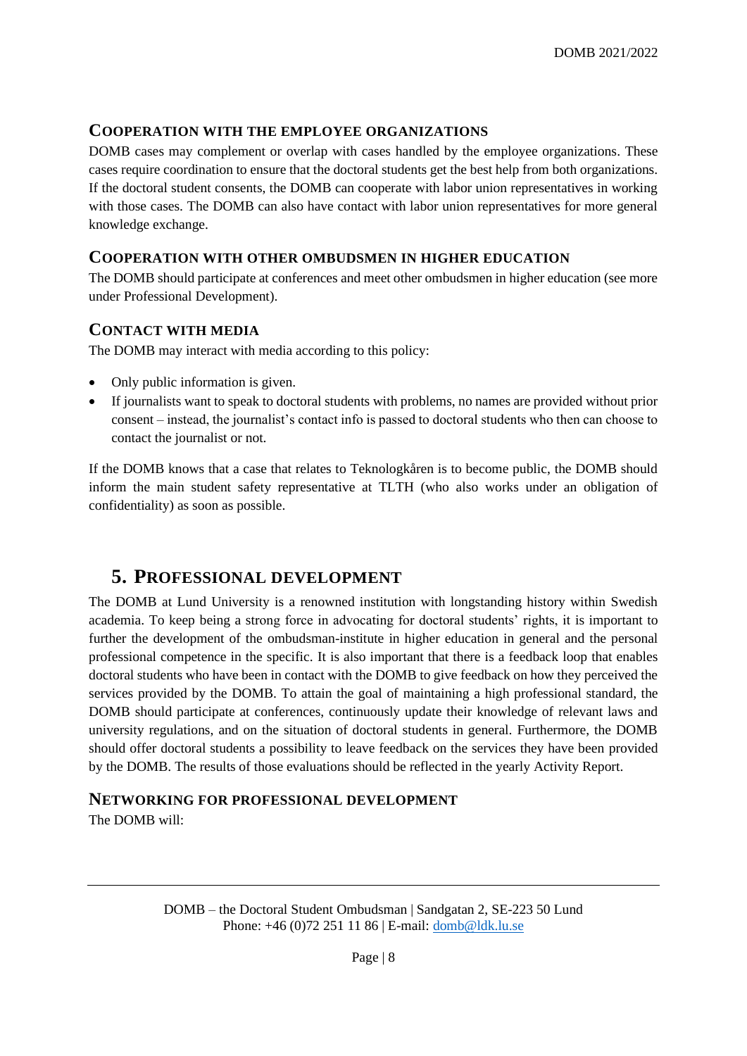### Cooperation with the employee organizations

DOMB cases may complement or overlap with cases handled by the employee organizations. These cases require coordination to ensure that the doctoral students get the best help from both organizations. If the doctoral student consents, the DOMB can cooperate with labor union representatives in working with those cases. The DOMB can also have contact with labor union representatives for more general knowledge exchange.

### Cooperation with other ombudsmen in higher education

The DOMB should participate at conferences and meet other ombudsmen in higher education (see more under Professional Development).

### Contact with media

The DOMB may interact with media according to this policy:

- Only public information is given.
- If journalists want to speak to doctoral students with problems, no names are provided without prior consent – instead, the journalist's contact info is passed to doctoral students who then can choose to contact the journalist or not.

If the DOMB knows that a case that relates to Teknologkåren is to become public, the DOMB should inform the main student safety representative at TLTH (who also works under an obligation of confidentiality) as soon as possible.

## 5. Professional development

The DOMB at Lund University is a renowned institution with longstanding history within Swedish academia. To keep being a strong force in advocating for doctoral students' rights, it is important to further the development of the ombudsman-institute in higher education in general and the personal professional competence in the specific. It is also important that there is a feedback loop that enables doctoral students who have been in contact with the DOMB to give feedback on how they perceived the services provided by the DOMB. To attain the goal of maintaining a high professional standard, the DOMB should participate at conferences, continuously update their knowledge of relevant laws and university regulations, and on the situation of doctoral students in general. Furthermore, the DOMB should offer doctoral students a possibility to leave feedback on the services they have been provided by the DOMB. The results of those evaluations should be reflected in the yearly Activity Report.

### Networking for professional development

The DOMB will: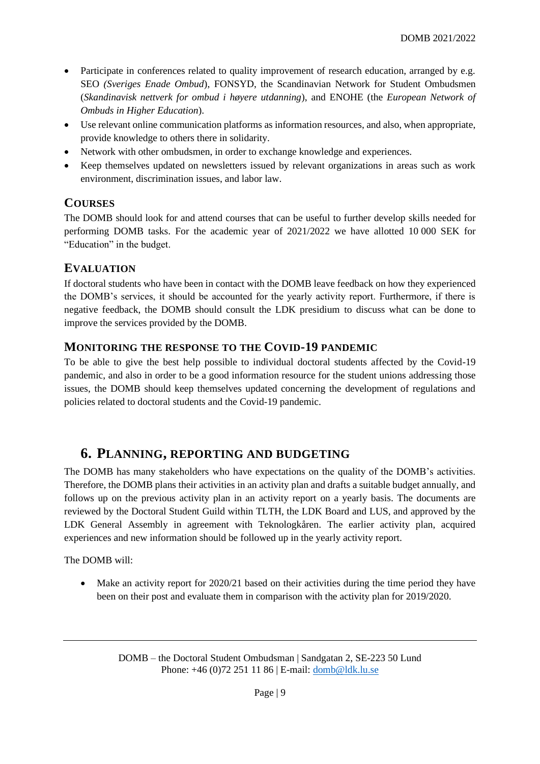- Participate in conferences related to quality improvement of research education, arranged by e.g. SEO *(Sveriges Enade Ombud*), FONSYD, the Scandinavian Network for Student Ombudsmen (*Skandinavisk nettverk for ombud i høyere utdanning*), and ENOHE (the *European Network of Ombuds in Higher Education*).
- Use relevant online communication platforms as information resources, and also, when appropriate, provide knowledge to others there in solidarity.
- Network with other ombudsmen, in order to exchange knowledge and experiences.
- Keep themselves updated on newsletters issued by relevant organizations in areas such as work environment, discrimination issues, and labor law.

### Courses

The DOMB should look for and attend courses that can be useful to further develop skills needed for performing DOMB tasks. For the academic year of 2021/2022 we have allotted 10 000 SEK for "Education" in the budget.

### Evaluation

If doctoral students who have been in contact with the DOMB leave feedback on how they experienced the DOMB's services, it should be accounted for the yearly activity report. Furthermore, if there is negative feedback, the DOMB should consult the LDK presidium to discuss what can be done to improve the services provided by the DOMB.

### Monitoring the response to the Covid-19 pandemic

To be able to give the best help possible to individual doctoral students affected by the Covid-19 pandemic, and also in order to be a good information resource for the student unions addressing those issues, the DOMB should keep themselves updated concerning the development of regulations and policies related to doctoral students and the Covid-19 pandemic.

## 6. Planning, reporting and budgeting

The DOMB has many stakeholders who have expectations on the quality of the DOMB's activities. Therefore, the DOMB plans their activities in an activity plan and drafts a suitable budget annually, and follows up on the previous activity plan in an activity report on a yearly basis. The documents are reviewed by the Doctoral Student Guild within TLTH, the LDK Board and LUS, and approved by the LDK General Assembly in agreement with Teknologkåren. The earlier activity plan, acquired experiences and new information should be followed up in the yearly activity report.

The DOMB will:

- Make an activity report for 2020/21 based on their activities during the time period they have been on their post and evaluate them in comparison with the activity plan for 2019/2020.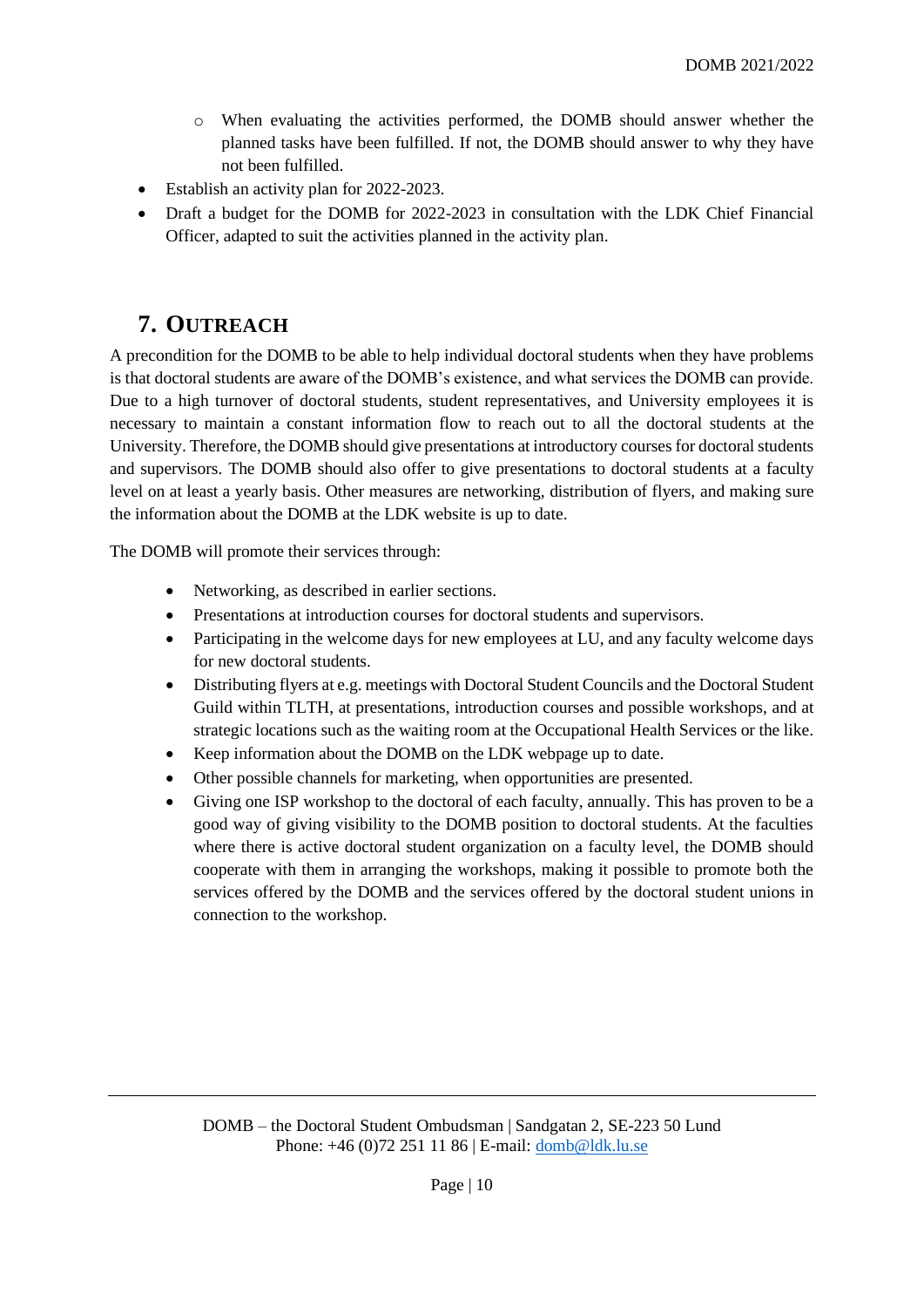- When evaluating the activities performed, the DOMB should answer whether the planned tasks have been fulfilled. If not, the DOMB should answer to why they have not been fulfilled.
- Establish an activity plan for 2022-2023.
- Draft a budget for the DOMB for 2022-2023 in consultation with the LDK Chief Financial Officer, adapted to suit the activities planned in the activity plan.

## 7. OUTREACH

A precondition for the DOMB to be able to help individual doctoral students when they have problems is that doctoral students are aware of the DOMB's existence, and what services the DOMB can provide. Due to a high turnover of doctoral students, student representatives, and University employees it is necessary to maintain a constant information flow to reach out to all the doctoral students at the University. Therefore, the DOMB should give presentations at introductory courses for doctoral students and supervisors. The DOMB should also offer to give presentations to doctoral students at a faculty level on at least a yearly basis. Other measures are networking, distribution of flyers, and making sure the information about the DOMB at the LDK website is up to date.

The DOMB will promote their services through:

- Networking, as described in earlier sections.
- Presentations at introduction courses for doctoral students and supervisors.
- Participating in the welcome days for new employees at LU, and any faculty welcome days for new doctoral students.
- Distributing flyers at e.g. meetings with Doctoral Student Councils and the Doctoral Student Guild within TLTH, at presentations, introduction courses and possible workshops, and at strategic locations such as the waiting room at the Occupational Health Services or the like.
- Keep information about the DOMB on the LDK webpage up to date.
- Other possible channels for marketing, when opportunities are presented.
- Giving one ISP workshop to the doctoral of each faculty, annually. This has proven to be a good way of giving visibility to the DOMB position to doctoral students. At the faculties where there is active doctoral student organization on a faculty level, the DOMB should cooperate with them in arranging the workshops, making it possible to promote both the services offered by the DOMB and the services offered by the doctoral student unions in connection to the workshop.